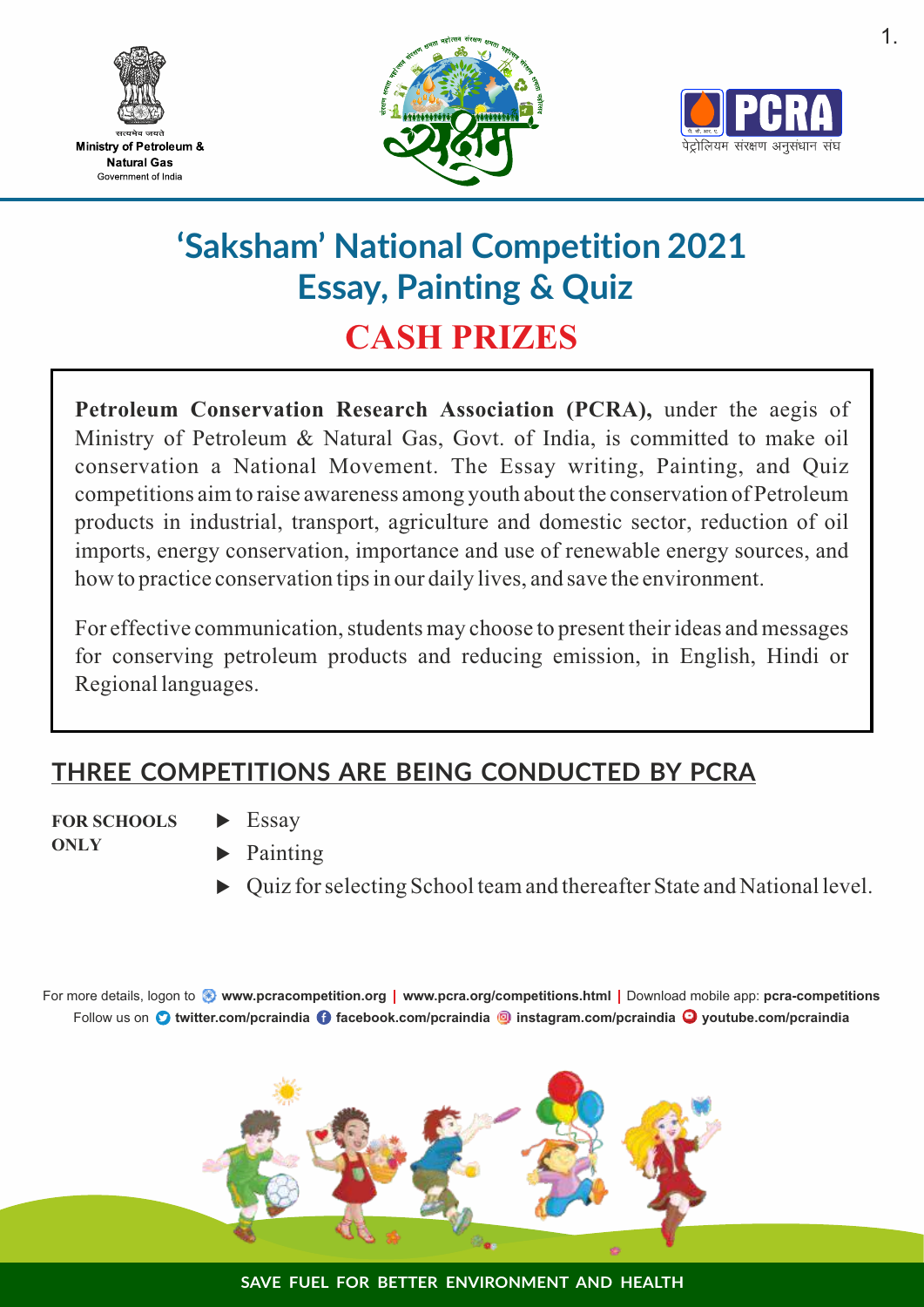Ministry of Petroleum & Natural Gas
Government of India

# 'Saksham' National Competition 2021
## Essay, Painting & Quiz
## CASH PRIZES

**Petroleum Conservation Research Association (PCRA),** under the aegis of Ministry of Petroleum & Natural Gas, Govt. of India, is committed to make oil conservation a National Movement. The Essay writing, Painting, and Quiz competitions aim to raise awareness among youth about the conservation of Petroleum products in industrial, transport, agriculture and domestic sector, reduction of oil imports, energy conservation, importance and use of renewable energy sources, and how to practice conservation tips in our daily lives, and save the environment.

For effective communication, students may choose to present their ideas and messages for conserving petroleum products and reducing emission, in English, Hindi or Regional languages.

## THREE COMPETITIONS ARE BEING CONDUCTED BY PCRA

**FOR SCHOOLS ONLY**

- Essay
- Painting
- Quiz for selecting School team and thereafter State and National level.

For more details, logon to **www.pcracompetition.org** | **www.pcra.org/competitions.html** | Download mobile app: **pcra-competitions**
Follow us on **twitter.com/pcraindia** **facebook.com/pcraindia** **instagram.com/pcraindia** **youtube.com/pcraindia**

**SAVE FUEL FOR BETTER ENVIRONMENT AND HEALTH**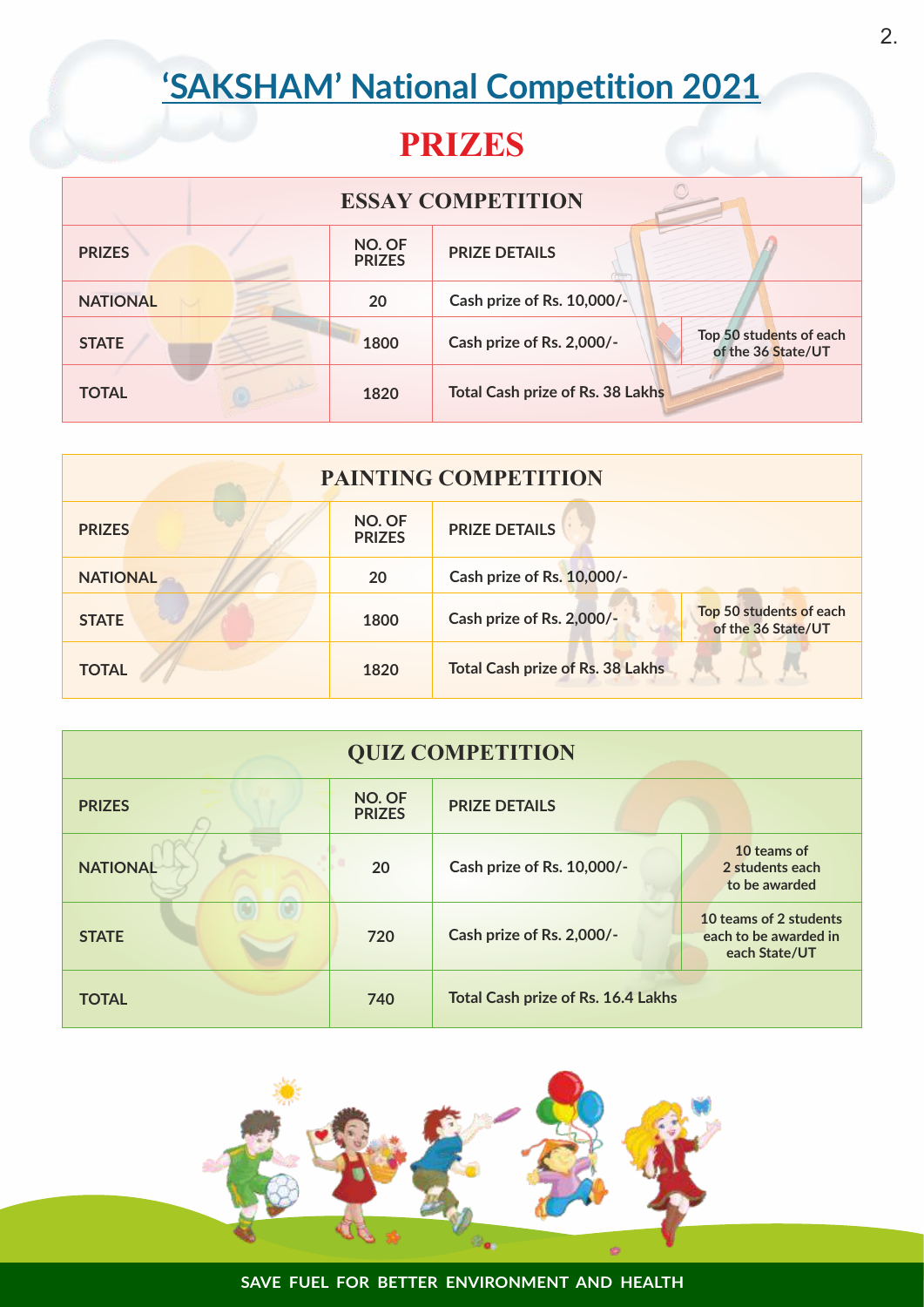# 'SAKSHAM' National Competition 2021

## PRIZES

| ESSAY COMPETITION | | | |
|---|---|---|---|
| PRIZES | NO. OF PRIZES | PRIZE DETAILS | |
| NATIONAL | 20 | Cash prize of Rs. 10,000/- | |
| STATE | 1800 | Cash prize of Rs. 2,000/- | Top 50 students of each of the 36 State/UT |
| TOTAL | 1820 | Total Cash prize of Rs. 38 Lakhs | |

| PAINTING COMPETITION | | | |
|---|---|---|---|
| PRIZES | NO. OF PRIZES | PRIZE DETAILS | |
| NATIONAL | 20 | Cash prize of Rs. 10,000/- | |
| STATE | 1800 | Cash prize of Rs. 2,000/- | Top 50 students of each of the 36 State/UT |
| TOTAL | 1820 | Total Cash prize of Rs. 38 Lakhs | |

| QUIZ COMPETITION | | | |
|---|---|---|---|
| PRIZES | NO. OF PRIZES | PRIZE DETAILS | |
| NATIONAL | 20 | Cash prize of Rs. 10,000/- | 10 teams of 2 students each to be awarded |
| STATE | 720 | Cash prize of Rs. 2,000/- | 10 teams of 2 students each to be awarded in each State/UT |
| TOTAL | 740 | Total Cash prize of Rs. 16.4 Lakhs | |

SAVE FUEL FOR BETTER ENVIRONMENT AND HEALTH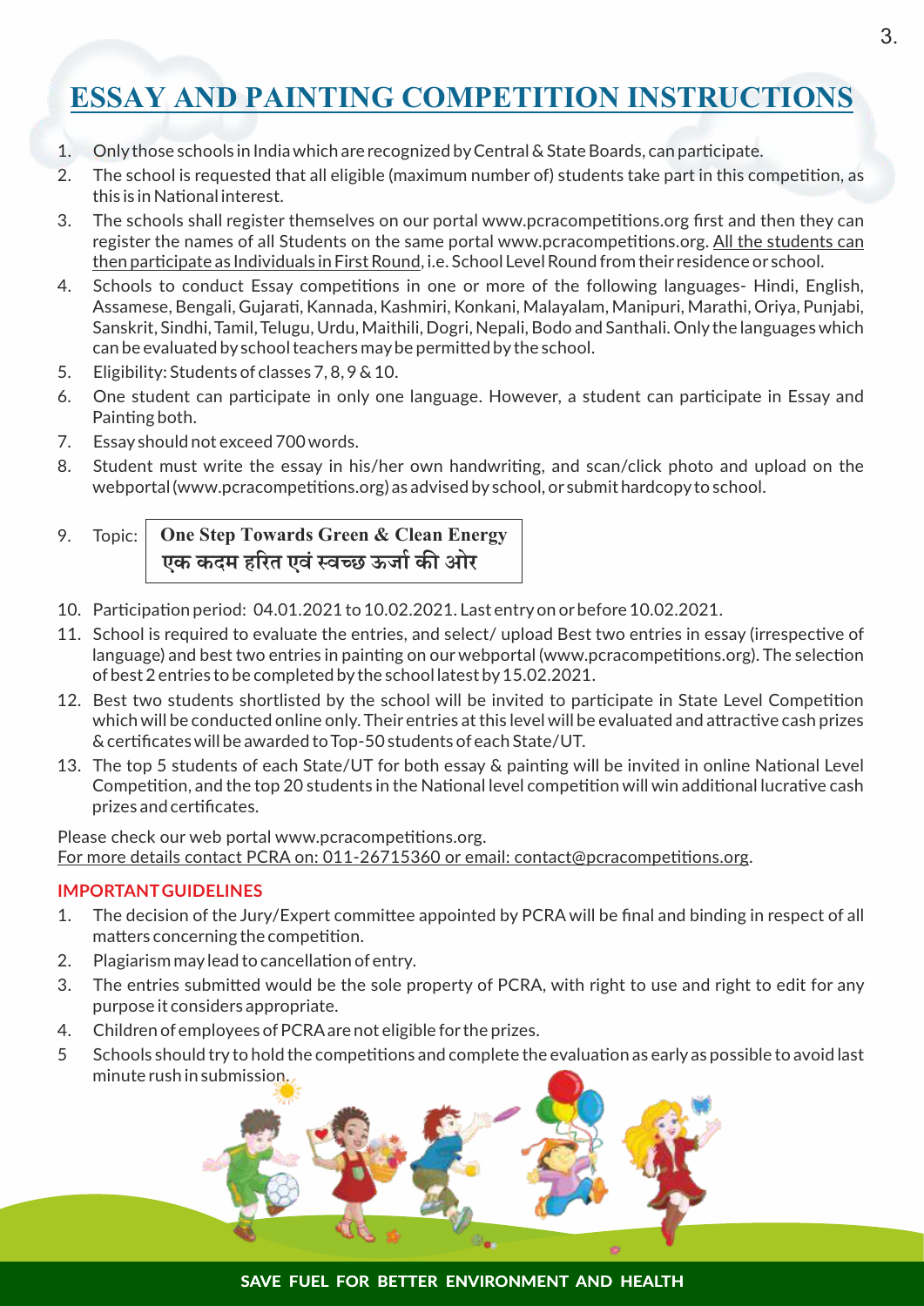# ESSAY AND PAINTING COMPETITION INSTRUCTIONS

1. Only those schools in India which are recognized by Central & State Boards, can participate.
2. The school is requested that all eligible (maximum number of) students take part in this competition, as this is in National interest.
3. The schools shall register themselves on our portal www.pcracompetitions.org first and then they can register the names of all Students on the same portal www.pcracompetitions.org. <u>All the students can then participate as Individuals in First Round</u>, i.e. School Level Round from their residence or school.
4. Schools to conduct Essay competitions in one or more of the following languages- Hindi, English, Assamese, Bengali, Gujarati, Kannada, Kashmiri, Konkani, Malayalam, Manipuri, Marathi, Oriya, Punjabi, Sanskrit, Sindhi, Tamil, Telugu, Urdu, Maithili, Dogri, Nepali, Bodo and Santhali. Only the languages which can be evaluated by school teachers may be permitted by the school.
5. Eligibility: Students of classes 7, 8, 9 & 10.
6. One student can participate in only one language. However, a student can participate in Essay and Painting both.
7. Essay should not exceed 700 words.
8. Student must write the essay in his/her own handwriting, and scan/click photo and upload on the webportal (www.pcracompetitions.org) as advised by school, or submit hardcopy to school.
9. Topic: **One Step Towards Green & Clean Energy**
   **एक कदम हरित एवं स्वच्छ ऊर्जा की ओर**
10. Participation period: 04.01.2021 to 10.02.2021. Last entry on or before 10.02.2021.
11. School is required to evaluate the entries, and select/ upload Best two entries in essay (irrespective of language) and best two entries in painting on our webportal (www.pcracompetitions.org). The selection of best 2 entries to be completed by the school latest by 15.02.2021.
12. Best two students shortlisted by the school will be invited to participate in State Level Competition which will be conducted online only. Their entries at this level will be evaluated and attractive cash prizes & certificates will be awarded to Top-50 students of each State/UT.
13. The top 5 students of each State/UT for both essay & painting will be invited in online National Level Competition, and the top 20 students in the National level competition will win additional lucrative cash prizes and certificates.

Please check our web portal www.pcracompetitions.org.
<u>For more details contact PCRA on: 011-26715360 or email: contact@pcracompetitions.org</u>.

**IMPORTANT GUIDELINES**

1. The decision of the Jury/Expert committee appointed by PCRA will be final and binding in respect of all matters concerning the competition.
2. Plagiarism may lead to cancellation of entry.
3. The entries submitted would be the sole property of PCRA, with right to use and right to edit for any purpose it considers appropriate.
4. Children of employees of PCRA are not eligible for the prizes.
5. Schools should try to hold the competitions and complete the evaluation as early as possible to avoid last minute rush in submission.

**SAVE FUEL FOR BETTER ENVIRONMENT AND HEALTH**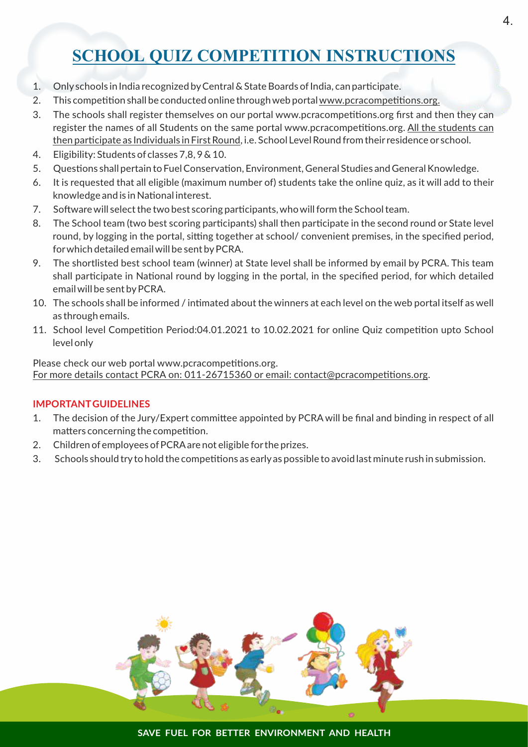# SCHOOL QUIZ COMPETITION INSTRUCTIONS

1. Only schools in India recognized by Central & State Boards of India, can participate.
2. This competition shall be conducted online through web portal www.pcracompetitions.org.
3. The schools shall register themselves on our portal www.pcracompetitions.org first and then they can register the names of all Students on the same portal www.pcracompetitions.org. All the students can then participate as Individuals in First Round, i.e. School Level Round from their residence or school.
4. Eligibility: Students of classes 7,8, 9 & 10.
5. Questions shall pertain to Fuel Conservation, Environment, General Studies and General Knowledge.
6. It is requested that all eligible (maximum number of) students take the online quiz, as it will add to their knowledge and is in National interest.
7. Software will select the two best scoring participants, who will form the School team.
8. The School team (two best scoring participants) shall then participate in the second round or State level round, by logging in the portal, sitting together at school/ convenient premises, in the specified period, for which detailed email will be sent by PCRA.
9. The shortlisted best school team (winner) at State level shall be informed by email by PCRA. This team shall participate in National round by logging in the portal, in the specified period, for which detailed email will be sent by PCRA.
10. The schools shall be informed / intimated about the winners at each level on the web portal itself as well as through emails.
11. School level Competition Period:04.01.2021 to 10.02.2021 for online Quiz competition upto School level only

Please check our web portal www.pcracompetitions.org.
For more details contact PCRA on: 011-26715360 or email: contact@pcracompetitions.org.

**IMPORTANT GUIDELINES**

1. The decision of the Jury/Expert committee appointed by PCRA will be final and binding in respect of all matters concerning the competition.
2. Children of employees of PCRA are not eligible for the prizes.
3. Schools should try to hold the competitions as early as possible to avoid last minute rush in submission.

SAVE FUEL FOR BETTER ENVIRONMENT AND HEALTH